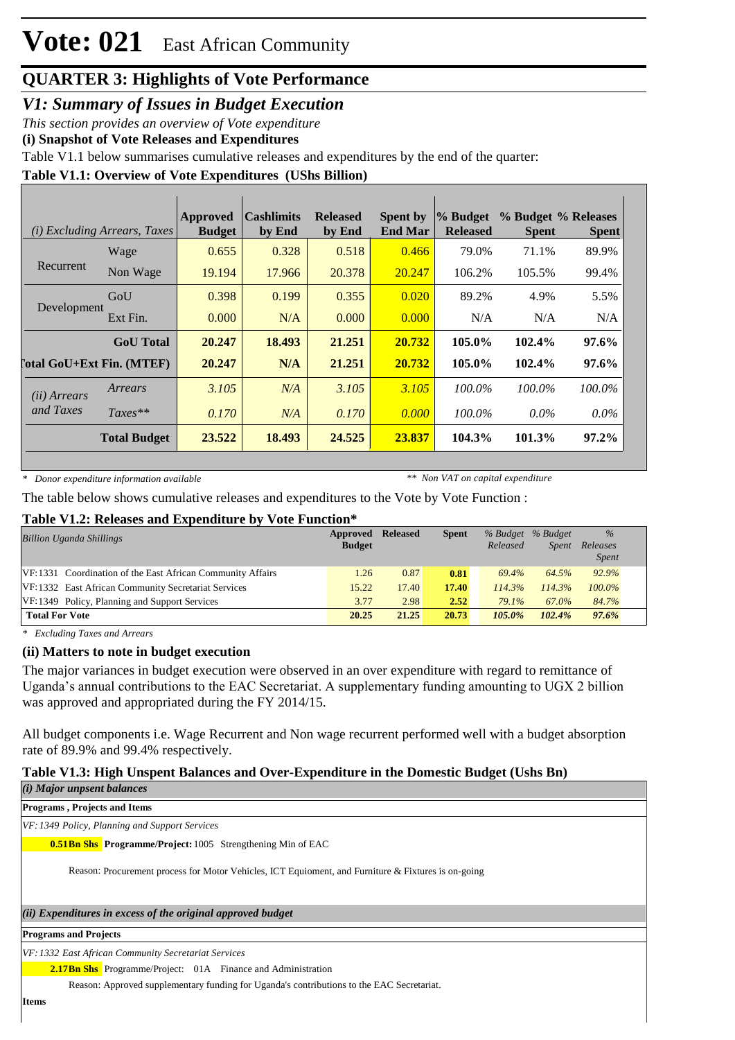# Vote: 021 East African Community

## QUARTER 3: Highlights of Vote Performance

### *V1: Summary of Issues in Budget Execution*

*This section provides an overview of Vote expenditure*

**(i) Snapshot of Vote Releases and Expenditures**

Table V1.1 below summarises cumulative releases and expenditures by the end of the quarter:

**Table V1.1: Overview of Vote Expenditures (UShs Billion)**

| *(i) Excluding Arrears, Taxes* | | Approved Budget | Cashlimits by End | Released by End | Spent by End Mar | % Budget Released | % Budget Spent | % Releases Spent |
|---|---|---|---|---|---|---|---|---|
| Recurrent | Wage | 0.655 | 0.328 | 0.518 | 0.466 | 79.0% | 71.1% | 89.9% |
| | Non Wage | 19.194 | 17.966 | 20.378 | 20.247 | 106.2% | 105.5% | 99.4% |
| Development | GoU | 0.398 | 0.199 | 0.355 | 0.020 | 89.2% | 4.9% | 5.5% |
| | Ext Fin. | 0.000 | N/A | 0.000 | 0.000 | N/A | N/A | N/A |
| | **GoU Total** | **20.247** | **18.493** | **21.251** | **20.732** | **105.0%** | **102.4%** | **97.6%** |
| **Total GoU+Ext Fin. (MTEF)** | | **20.247** | **N/A** | **21.251** | **20.732** | **105.0%** | **102.4%** | **97.6%** |
| *(ii) Arrears and Taxes* | *Arrears* | *3.105* | *N/A* | *3.105* | *3.105* | *100.0%* | *100.0%* | *100.0%* |
| | *Taxes*** | *0.170* | *N/A* | *0.170* | *0.000* | *100.0%* | *0.0%* | *0.0%* |
| | **Total Budget** | **23.522** | **18.493** | **24.525** | **23.837** | **104.3%** | **101.3%** | **97.2%** |

\* *Donor expenditure information available* ** *Non VAT on capital expenditure*

The table below shows cumulative releases and expenditures to the Vote by Vote Function :

**Table V1.2: Releases and Expenditure by Vote Function***

| *Billion Uganda Shillings* | Approved Budget | Released | Spent | *% Budget Released* | *% Budget Spent* | *% Releases Spent* |
|---|---|---|---|---|---|---|
| VF:1331 Coordination of the East African Community Affairs | 1.26 | 0.87 | **0.81** | *69.4%* | *64.5%* | *92.9%* |
| VF:1332 East African Community Secretariat Services | 15.22 | 17.40 | **17.40** | *114.3%* | *114.3%* | *100.0%* |
| VF:1349 Policy, Planning and Support Services | 3.77 | 2.98 | **2.52** | *79.1%* | *67.0%* | *84.7%* |
| **Total For Vote** | **20.25** | **21.25** | **20.73** | ***105.0%*** | ***102.4%*** | ***97.6%*** |

\* *Excluding Taxes and Arrears*

**(ii) Matters to note in budget execution**

The major variances in budget execution were observed in an over expenditure with regard to remittance of Uganda's annual contributions to the EAC Secretariat. A supplementary funding amounting to UGX 2 billion was approved and appropriated during the FY 2014/15.

All budget components i.e. Wage Recurrent and Non wage recurrent performed well with a budget absorption rate of 89.9% and 99.4% respectively.

**Table V1.3: High Unspent Balances and Over-Expenditure in the Domestic Budget (Ushs Bn)**

***(i) Major unpsent balances***

**Programs , Projects and Items**

*VF:1349 Policy, Planning and Support Services*

**0.51Bn Shs** **Programme/Project:** 1005 Strengthening Min of EAC

Reason: Procurement process for Motor Vehicles, ICT Equioment, and Furniture & Fixtures is on-going

***(ii) Expenditures in excess of the original approved budget***

**Programs and Projects**

*VF:1332 East African Community Secretariat Services*

**2.17Bn Shs** Programme/Project: 01A Finance and Administration

Reason: Approved supplementary funding for Uganda's contributions to the EAC Secretariat.

**Items**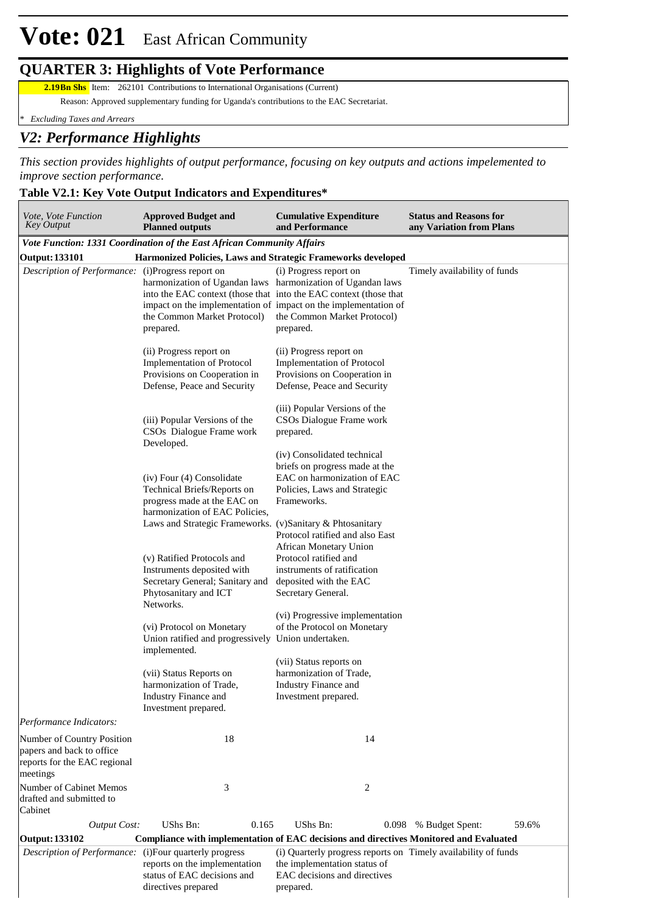# Vote: 021 East African Community

## QUARTER 3: Highlights of Vote Performance

**2.19Bn Shs** Item: 262101 Contributions to International Organisations (Current)

Reason: Approved supplementary funding for Uganda's contributions to the EAC Secretariat.

*\* Excluding Taxes and Arrears*

## *V2: Performance Highlights*

*This section provides highlights of output performance, focusing on key outputs and actions impelemented to improve section performance.*

### Table V2.1: Key Vote Output Indicators and Expenditures*

| *Vote, Vote Function Key Output* | **Approved Budget and Planned outputs** | **Cumulative Expenditure and Performance** | **Status and Reasons for any Variation from Plans** |
|---|---|---|---|
| ***Vote Function: 1331 Coordination of the East African Community Affairs*** | | | |
| **Output: 133101** | **Harmonized Policies, Laws and Strategic Frameworks developed** | | |
| *Description of Performance:* | (i)Progress report on harmonization of Ugandan laws into the EAC context (those that impact on the implementation of the Common Market Protocol) prepared.<br><br>(ii) Progress report on Implementation of Protocol Provisions on Cooperation in Defense, Peace and Security<br><br>(iii) Popular Versions of the CSOs Dialogue Frame work Developed.<br><br>(iv) Four (4) Consolidate Technical Briefs/Reports on progress made at the EAC on harmonization of EAC Policies, Laws and Strategic Frameworks.<br><br>(v) Ratified Protocols and Instruments deposited with Secretary General; Sanitary and Phytosanitary and ICT Networks.<br><br>(vi) Protocol on Monetary Union ratified and progressively implemented.<br><br>(vii) Status Reports on harmonization of Trade, Industry Finance and Investment prepared. | (i) Progress report on harmonization of Ugandan laws into the EAC context (those that impact on the implementation of the Common Market Protocol) prepared.<br><br>(ii) Progress report on Implementation of Protocol Provisions on Cooperation in Defense, Peace and Security<br><br>(iii) Popular Versions of the CSOs Dialogue Frame work prepared.<br><br>(iv) Consolidated technical briefs on progress made at the EAC on harmonization of EAC Policies, Laws and Strategic Frameworks.<br><br>(v)Sanitary & Phtosanitary Protocol ratified and also East African Monetary Union Protocol ratified and instruments of ratification deposited with the EAC Secretary General.<br><br>(vi) Progressive implementation of the Protocol on Monetary Union undertaken.<br><br>(vii) Status reports on harmonization of Trade, Industry Finance and Investment prepared. | Timely availability of funds |
| *Performance Indicators:* | | | |
| Number of Country Position papers and back to office reports for the EAC regional meetings | 18 | 14 | |
| Number of Cabinet Memos drafted and submitted to Cabinet | 3 | 2 | |
| *Output Cost:* | UShs Bn: 0.165 | UShs Bn: 0.098 | % Budget Spent: 59.6% |
| **Output: 133102** | **Compliance with implementation of EAC decisions and directives Monitored and Evaluated** | | |
| *Description of Performance:* | (i)Four quarterly progress reports on the implementation status of EAC decisions and directives prepared | (i) Quarterly progress reports on the implementation status of EAC decisions and directives prepared. | Timely availability of funds |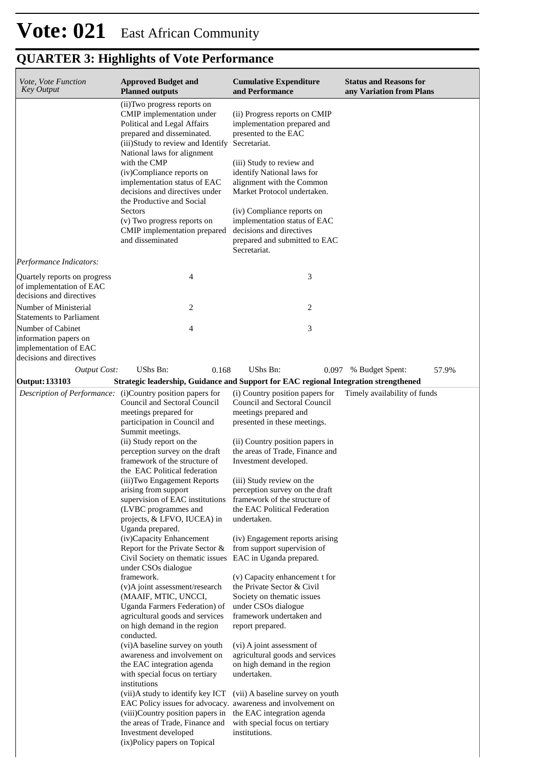# Vote: 021 East African Community

## QUARTER 3: Highlights of Vote Performance

| *Vote, Vote Function Key Output* | **Approved Budget and Planned outputs** | **Cumulative Expenditure and Performance** | **Status and Reasons for any Variation from Plans** |
|---|---|---|---|
| | (ii)Two progress reports on CMIP implementation under Political and Legal Affairs prepared and disseminated.<br>(iii)Study to review and Identify National laws for alignment with the CMP<br>(iv)Compliance reports on implementation status of EAC decisions and directives under the Productive and Social Sectors<br>(v) Two progress reports on CMIP implementation prepared and disseminated | (ii) Progress reports on CMIP implementation prepared and presented to the EAC Secretariat.<br><br>(iii) Study to review and identify National laws for alignment with the Common Market Protocol undertaken.<br><br>(iv) Compliance reports on implementation status of EAC decisions and directives prepared and submitted to EAC Secretariat. | |
| *Performance Indicators:* | | | |
| Quartely reports on progress of implementation of EAC decisions and directives | 4 | 3 | |
| Number of Ministerial Statements to Parliament | 2 | 2 | |
| Number of Cabinet information papers on implementation of EAC decisions and directives | 4 | 3 | |
| *Output Cost:* | UShs Bn: 0.168 | UShs Bn: 0.097 | % Budget Spent: 57.9% |
| **Output: 133103** | **Strategic leadership, Guidance and Support for EAC regional Integration strengthened** | | |
| *Description of Performance:* | (i)Country position papers for Council and Sectoral Council meetings prepared for participation in Council and Summit meetings.<br>(ii) Study report on the perception survey on the draft framework of the structure of the EAC Political federation<br>(iii)Two Engagement Reports arising from support supervision of EAC institutions (LVBC programmes and projects, & LFVO, IUCEA) in Uganda prepared.<br>(iv)Capacity Enhancement Report for the Private Sector & Civil Society on thematic issues under CSOs dialogue framework.<br>(v)A joint assessment/research (MAAIF, MTIC, UNCCI, Uganda Farmers Federation) of agricultural goods and services on high demand in the region conducted.<br>(vi)A baseline survey on youth awareness and involvement on the EAC integration agenda with special focus on tertiary institutions<br>(vii)A study to identify key ICT EAC Policy issues for advocacy.<br>(viii)Country position papers in the areas of Trade, Finance and Investment developed<br>(ix)Policy papers on Topical | (i) Country position papers for Council and Sectoral Council meetings prepared and presented in these meetings.<br><br>(ii) Country position papers in the areas of Trade, Finance and Investment developed.<br><br>(iii) Study review on the perception survey on the draft framework of the structure of the EAC Political Federation undertaken.<br><br>(iv) Engagement reports arising from support supervision of EAC in Uganda prepared.<br><br>(v) Capacity enhancement t for the Private Sector & Civil Society on thematic issues under CSOs dialogue framework undertaken and report prepared.<br><br>(vi) A joint assessment of agricultural goods and services on high demand in the region undertaken.<br><br>(vii) A baseline survey on youth awareness and involvement on the EAC integration agenda with special focus on tertiary institutions. | Timely availability of funds |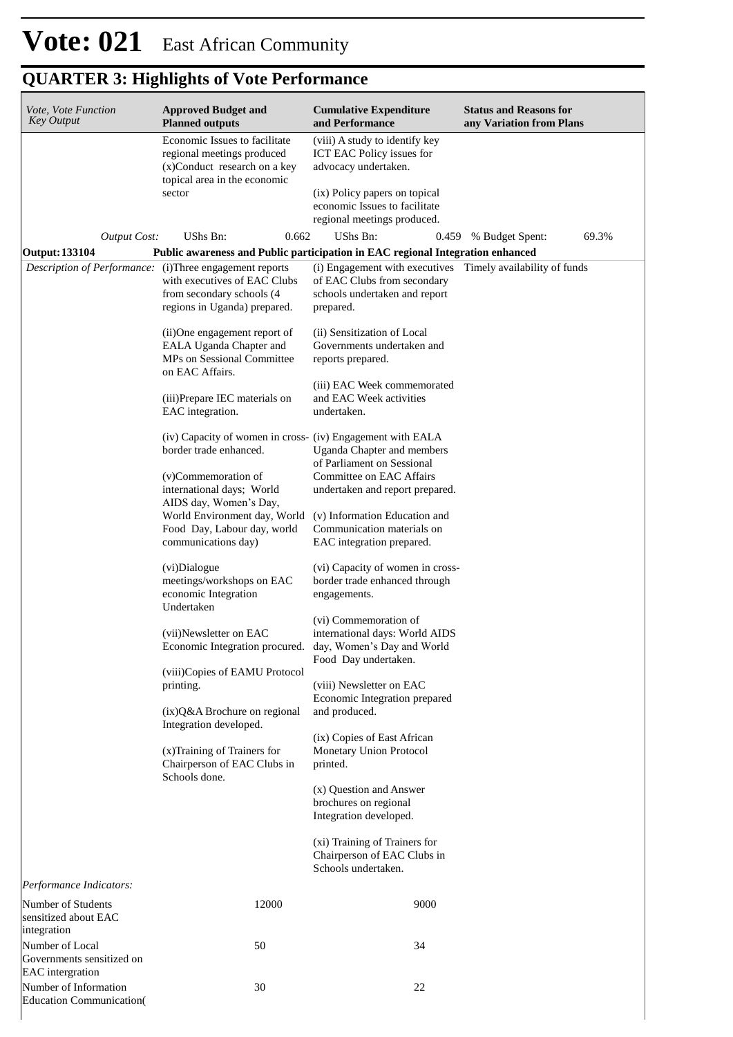# Vote: 021 East African Community

## QUARTER 3: Highlights of Vote Performance

| *Vote, Vote Function Key Output* | **Approved Budget and Planned outputs** | **Cumulative Expenditure and Performance** | **Status and Reasons for any Variation from Plans** |
|---|---|---|---|
| | Economic Issues to facilitate regional meetings produced<br>(x)Conduct research on a key topical area in the economic sector | (viii) A study to identify key ICT EAC Policy issues for advocacy undertaken.<br><br>(ix) Policy papers on topical economic Issues to facilitate regional meetings produced. | |
| *Output Cost:* | UShs Bn: 0.662 | UShs Bn: 0.459 | % Budget Spent: 69.3% |
| **Output: 133104** | **Public awareness and Public participation in EAC regional Integration enhanced** | | |
| *Description of Performance:* | (i)Three engagement reports with executives of EAC Clubs from secondary schools (4 regions in Uganda) prepared.<br><br>(ii)One engagement report of EALA Uganda Chapter and MPs on Sessional Committee on EAC Affairs.<br><br>(iii)Prepare IEC materials on EAC integration.<br><br>(iv) Capacity of women in cross-border trade enhanced.<br><br>(v)Commemoration of international days; World AIDS day, Women's Day, World Environment day, World Food Day, Labour day, world communications day)<br><br>(vi)Dialogue meetings/workshops on EAC economic Integration Undertaken<br><br>(vii)Newsletter on EAC Economic Integration procured.<br><br>(viii)Copies of EAMU Protocol printing.<br><br>(ix)Q&A Brochure on regional Integration developed.<br><br>(x)Training of Trainers for Chairperson of EAC Clubs in Schools done. | (i) Engagement with executives of EAC Clubs from secondary schools undertaken and report prepared.<br><br>(ii) Sensitization of Local Governments undertaken and reports prepared.<br><br>(iii) EAC Week commemorated and EAC Week activities undertaken.<br><br>(iv) Engagement with EALA Uganda Chapter and members of Parliament on Sessional Committee on EAC Affairs undertaken and report prepared.<br><br>(v) Information Education and Communication materials on EAC integration prepared.<br><br>(vi) Capacity of women in cross-border trade enhanced through engagements.<br><br>(vi) Commemoration of international days: World AIDS day, Women's Day and World Food Day undertaken.<br><br>(viii) Newsletter on EAC Economic Integration prepared and produced.<br><br>(ix) Copies of East African Monetary Union Protocol printed.<br><br>(x) Question and Answer brochures on regional Integration developed.<br><br>(xi) Training of Trainers for Chairperson of EAC Clubs in Schools undertaken. | Timely availability of funds |
| *Performance Indicators:* | | | |
| Number of Students sensitized about EAC integration | 12000 | 9000 | |
| Number of Local Governments sensitized on EAC intergration | 50 | 34 | |
| Number of Information Education Communication( | 30 | 22 | |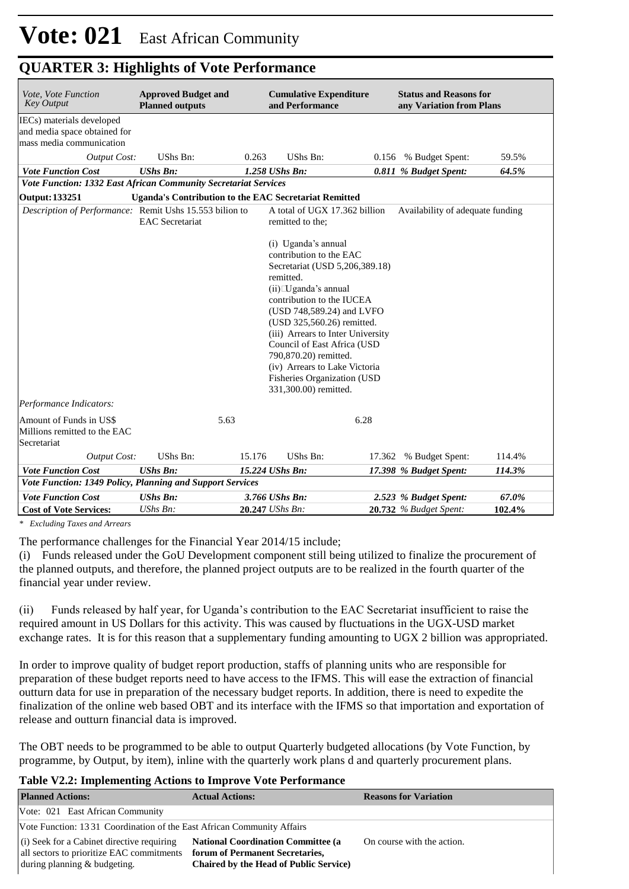# Vote: 021 East African Community

## QUARTER 3: Highlights of Vote Performance

| *Vote, Vote Function Key Output* | **Approved Budget and Planned outputs** | | **Cumulative Expenditure and Performance** | | **Status and Reasons for any Variation from Plans** | |
|---|---|---|---|---|---|---|
| IECs) materials developed and media space obtained for mass media communication | | | | | | |
| *Output Cost:* | UShs Bn: | 0.263 | UShs Bn: | 0.156 | % Budget Spent: | 59.5% |
| ***Vote Function Cost*** | ***UShs Bn:*** | ***1.258*** | ***UShs Bn:*** | ***0.811*** | ***% Budget Spent:*** | ***64.5%*** |
| ***Vote Function: 1332 East African Community Secretariat Services*** | | | | | | |
| **Output: 133251** | **Uganda's Contribution to the EAC Secretariat Remitted** | | | | | |
| *Description of Performance:* | Remit Ushs 15.553 bilion to EAC Secretariat | | A total of UGX 17.362 billion remitted to the;<br><br>(i) Uganda's annual contribution to the EAC Secretariat (USD 5,206,389.18) remitted.<br>(ii) Uganda's annual contribution to the IUCEA (USD 748,589.24) and LVFO (USD 325,560.26) remitted.<br>(iii) Arrears to Inter University Council of East Africa (USD 790,870.20) remitted.<br>(iv) Arrears to Lake Victoria Fisheries Organization (USD 331,300.00) remitted. | | Availability of adequate funding | |
| *Performance Indicators:* | | | | | | |
| Amount of Funds in US$ Millions remitted to the EAC Secretariat | | 5.63 | | 6.28 | | |
| *Output Cost:* | UShs Bn: | 15.176 | UShs Bn: | 17.362 | % Budget Spent: | 114.4% |
| ***Vote Function Cost*** | ***UShs Bn:*** | ***15.224*** | ***UShs Bn:*** | ***17.398*** | ***% Budget Spent:*** | ***114.3%*** |
| ***Vote Function: 1349 Policy, Planning and Support Services*** | | | | | | |
| ***Vote Function Cost*** | ***UShs Bn:*** | ***3.766*** | ***UShs Bn:*** | ***2.523*** | ***% Budget Spent:*** | ***67.0%*** |
| **Cost of Vote Services:** | *UShs Bn:* | **20.247** | *UShs Bn:* | **20.732** | *% Budget Spent:* | **102.4%** |

*\* Excluding Taxes and Arrears*

The performance challenges for the Financial Year 2014/15 include;

(i) Funds released under the GoU Development component still being utilized to finalize the procurement of the planned outputs, and therefore, the planned project outputs are to be realized in the fourth quarter of the financial year under review.

(ii) Funds released by half year, for Uganda's contribution to the EAC Secretariat insufficient to raise the required amount in US Dollars for this activity. This was caused by fluctuations in the UGX-USD market exchange rates. It is for this reason that a supplementary funding amounting to UGX 2 billion was appropriated.

In order to improve quality of budget report production, staffs of planning units who are responsible for preparation of these budget reports need to have access to the IFMS. This will ease the extraction of financial outturn data for use in preparation of the necessary budget reports. In addition, there is need to expedite the finalization of the online web based OBT and its interface with the IFMS so that importation and exportation of release and outturn financial data is improved.

The OBT needs to be programmed to be able to output Quarterly budgeted allocations (by Vote Function, by programme, by Output, by item), inline with the quarterly work plans d and quarterly procurement plans.

**Table V2.2: Implementing Actions to Improve Vote Performance**

| **Planned Actions:** | **Actual Actions:** | **Reasons for Variation** |
|---|---|---|
| Vote: 021 East African Community | | |
| Vote Function: 13 31 Coordination of the East African Community Affairs | | |
| (i) Seek for a Cabinet directive requiring all sectors to prioritize EAC commitments during planning & budgeting. | **National Coordination Committee (a forum of Permanent Secretaries, Chaired by the Head of Public Service)** | On course with the action. |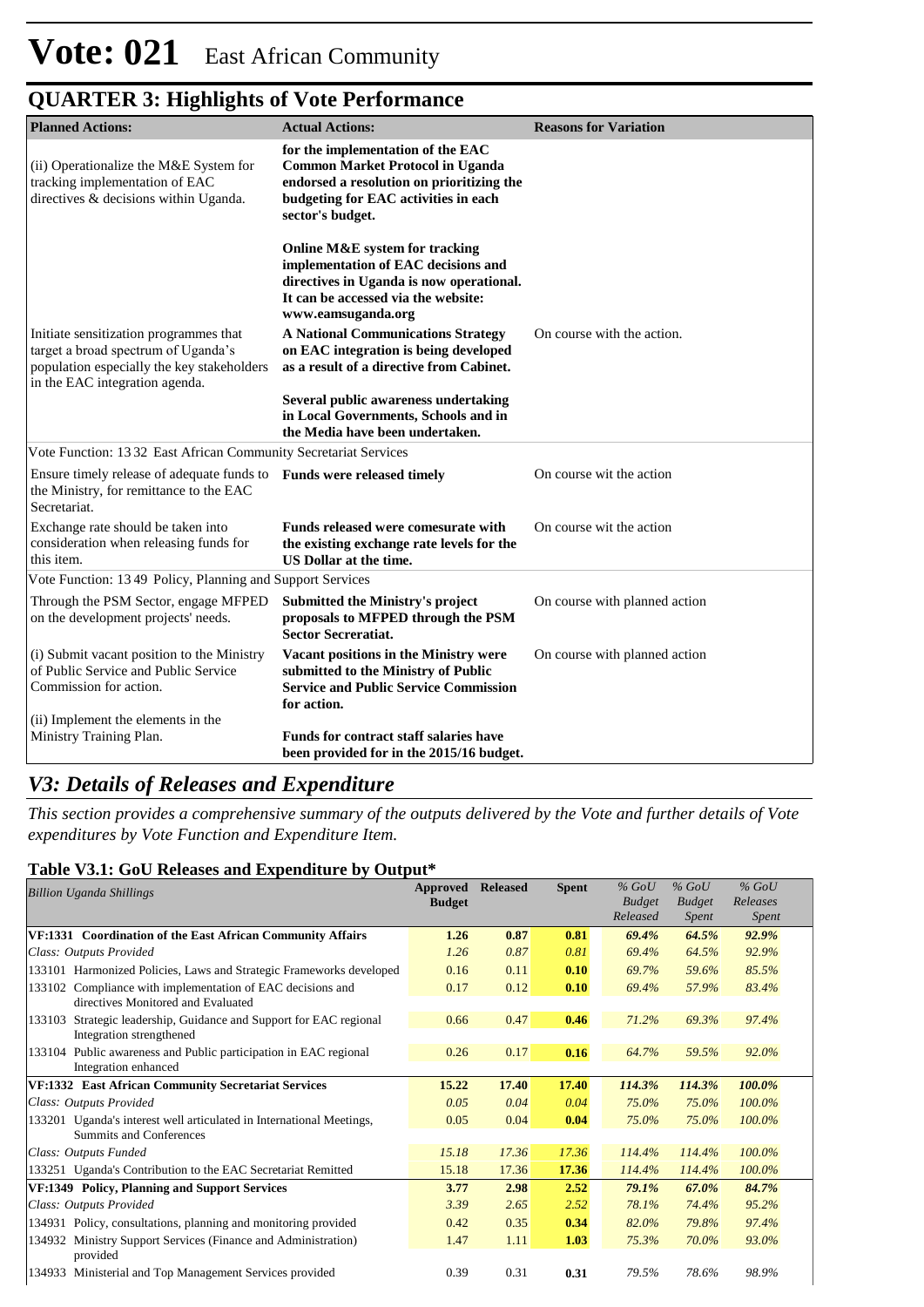# Vote: 021 East African Community

## QUARTER 3: Highlights of Vote Performance

| Planned Actions: | Actual Actions: | Reasons for Variation |
|---|---|---|
| (ii) Operationalize the M&E System for tracking implementation of EAC directives & decisions within Uganda. | **for the implementation of the EAC Common Market Protocol in Uganda endorsed a resolution on prioritizing the budgeting for EAC activities in each sector's budget.**<br><br>**Online M&E system for tracking implementation of EAC decisions and directives in Uganda is now operational. It can be accessed via the website: www.eamsuganda.org** | |
| Initiate sensitization programmes that target a broad spectrum of Uganda's population especially the key stakeholders in the EAC integration agenda. | **A National Communications Strategy on EAC integration is being developed as a result of a directive from Cabinet.**<br><br>**Several public awareness undertaking in Local Governments, Schools and in the Media have been undertaken.** | On course with the action. |
| Vote Function: 13 32 East African Community Secretariat Services | | |
| Ensure timely release of adequate funds to the Ministry, for remittance to the EAC Secretariat. | **Funds were released timely** | On course wit the action |
| Exchange rate should be taken into consideration when releasing funds for this item. | **Funds released were comesurate with the existing exchange rate levels for the US Dollar at the time.** | On course wit the action |
| Vote Function: 13 49 Policy, Planning and Support Services | | |
| Through the PSM Sector, engage MFPED on the development projects' needs. | **Submitted the Ministry's project proposals to MFPED through the PSM Sector Secreatiat.** | On course with planned action |
| (i) Submit vacant position to the Ministry of Public Service and Public Service Commission for action.<br><br>(ii) Implement the elements in the Ministry Training Plan. | **Vacant positions in the Ministry were submitted to the Ministry of Public Service and Public Service Commission for action.**<br><br>**Funds for contract staff salaries have been provided for in the 2015/16 budget.** | On course with planned action |

## *V3: Details of Releases and Expenditure*

*This section provides a comprehensive summary of the outputs delivered by the Vote and further details of Vote expenditures by Vote Function and Expenditure Item.*

### Table V3.1: GoU Releases and Expenditure by Output*

| *Billion Uganda Shillings* | Approved Budget | Released | Spent | *% GoU Budget Released* | *% GoU Budget Spent* | *% GoU Releases Spent* |
|---|---|---|---|---|---|---|
| **VF:1331 Coordination of the East African Community Affairs** | **1.26** | **0.87** | **0.81** | ***69.4%*** | ***64.5%*** | ***92.9%*** |
| *Class: Outputs Provided* | *1.26* | *0.87* | *0.81* | *69.4%* | *64.5%* | *92.9%* |
| 133101 Harmonized Policies, Laws and Strategic Frameworks developed | 0.16 | 0.11 | **0.10** | *69.7%* | *59.6%* | *85.5%* |
| 133102 Compliance with implementation of EAC decisions and directives Monitored and Evaluated | 0.17 | 0.12 | **0.10** | *69.4%* | *57.9%* | *83.4%* |
| 133103 Strategic leadership, Guidance and Support for EAC regional Integration strengthened | 0.66 | 0.47 | **0.46** | *71.2%* | *69.3%* | *97.4%* |
| 133104 Public awareness and Public participation in EAC regional Integration enhanced | 0.26 | 0.17 | **0.16** | *64.7%* | *59.5%* | *92.0%* |
| **VF:1332 East African Community Secretariat Services** | **15.22** | **17.40** | **17.40** | ***114.3%*** | ***114.3%*** | ***100.0%*** |
| *Class: Outputs Provided* | *0.05* | *0.04* | *0.04* | *75.0%* | *75.0%* | *100.0%* |
| 133201 Uganda's interest well articulated in International Meetings, Summits and Conferences | 0.05 | 0.04 | **0.04** | *75.0%* | *75.0%* | *100.0%* |
| *Class: Outputs Funded* | *15.18* | *17.36* | *17.36* | *114.4%* | *114.4%* | *100.0%* |
| 133251 Uganda's Contribution to the EAC Secretariat Remitted | 15.18 | 17.36 | **17.36** | *114.4%* | *114.4%* | *100.0%* |
| **VF:1349 Policy, Planning and Support Services** | **3.77** | **2.98** | **2.52** | ***79.1%*** | ***67.0%*** | ***84.7%*** |
| *Class: Outputs Provided* | *3.39* | *2.65* | *2.52* | *78.1%* | *74.4%* | *95.2%* |
| 134931 Policy, consultations, planning and monitoring provided | 0.42 | 0.35 | **0.34** | *82.0%* | *79.8%* | *97.4%* |
| 134932 Ministry Support Services (Finance and Administration) provided | 1.47 | 1.11 | **1.03** | *75.3%* | *70.0%* | *93.0%* |
| 134933 Ministerial and Top Management Services provided | 0.39 | 0.31 | **0.31** | *79.5%* | *78.6%* | *98.9%* |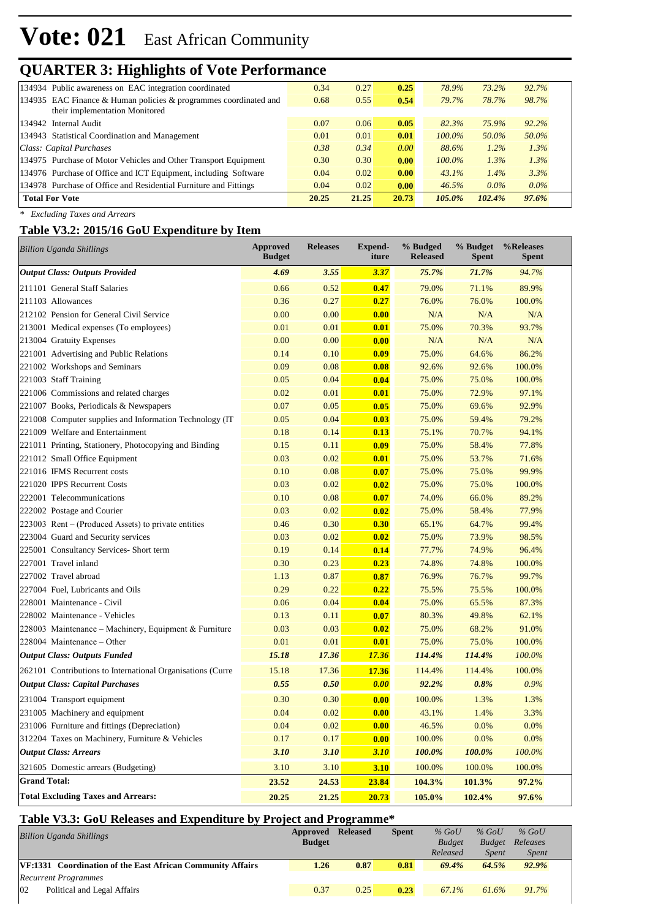# Vote: 021 East African Community

## QUARTER 3: Highlights of Vote Performance

| | | | | | | |
|---|---|---|---|---|---|---|
| 134934 Public awareness on EAC integration coordinated | 0.34 | 0.27 | **0.25** | *78.9%* | *73.2%* | *92.7%* |
| 134935 EAC Finance & Human policies & programmes coordinated and their implementation Monitored | 0.68 | 0.55 | **0.54** | *79.7%* | *78.7%* | *98.7%* |
| 134942 Internal Audit | 0.07 | 0.06 | **0.05** | *82.3%* | *75.9%* | *92.2%* |
| 134943 Statistical Coordination and Management | 0.01 | 0.01 | **0.01** | *100.0%* | *50.0%* | *50.0%* |
| *Class: Capital Purchases* | *0.38* | *0.34* | *0.00* | *88.6%* | *1.2%* | *1.3%* |
| 134975 Purchase of Motor Vehicles and Other Transport Equipment | 0.30 | 0.30 | **0.00** | *100.0%* | *1.3%* | *1.3%* |
| 134976 Purchase of Office and ICT Equipment, including Software | 0.04 | 0.02 | **0.00** | *43.1%* | *1.4%* | *3.3%* |
| 134978 Purchase of Office and Residential Furniture and Fittings | 0.04 | 0.02 | **0.00** | *46.5%* | *0.0%* | *0.0%* |
| **Total For Vote** | **20.25** | **21.25** | **20.73** | ***105.0%*** | ***102.4%*** | ***97.6%*** |

*\* Excluding Taxes and Arrears*

### Table V3.2: 2015/16 GoU Expenditure by Item

| *Billion Uganda Shillings* | Approved Budget | Releases | Expend-iture | % Budged Released | % Budget Spent | %Releases Spent |
|---|---|---|---|---|---|---|
| ***Output Class: Outputs Provided*** | ***4.69*** | ***3.55*** | ***3.37*** | ***75.7%*** | ***71.7%*** | ***94.7%*** |
| 211101 General Staff Salaries | 0.66 | 0.52 | **0.47** | 79.0% | 71.1% | 89.9% |
| 211103 Allowances | 0.36 | 0.27 | **0.27** | 76.0% | 76.0% | 100.0% |
| 212102 Pension for General Civil Service | 0.00 | 0.00 | **0.00** | N/A | N/A | N/A |
| 213001 Medical expenses (To employees) | 0.01 | 0.01 | **0.01** | 75.0% | 70.3% | 93.7% |
| 213004 Gratuity Expenses | 0.00 | 0.00 | **0.00** | N/A | N/A | N/A |
| 221001 Advertising and Public Relations | 0.14 | 0.10 | **0.09** | 75.0% | 64.6% | 86.2% |
| 221002 Workshops and Seminars | 0.09 | 0.08 | **0.08** | 92.6% | 92.6% | 100.0% |
| 221003 Staff Training | 0.05 | 0.04 | **0.04** | 75.0% | 75.0% | 100.0% |
| 221006 Commissions and related charges | 0.02 | 0.01 | **0.01** | 75.0% | 72.9% | 97.1% |
| 221007 Books, Periodicals & Newspapers | 0.07 | 0.05 | **0.05** | 75.0% | 69.6% | 92.9% |
| 221008 Computer supplies and Information Technology (IT | 0.05 | 0.04 | **0.03** | 75.0% | 59.4% | 79.2% |
| 221009 Welfare and Entertainment | 0.18 | 0.14 | **0.13** | 75.1% | 70.7% | 94.1% |
| 221011 Printing, Stationery, Photocopying and Binding | 0.15 | 0.11 | **0.09** | 75.0% | 58.4% | 77.8% |
| 221012 Small Office Equipment | 0.03 | 0.02 | **0.01** | 75.0% | 53.7% | 71.6% |
| 221016 IFMS Recurrent costs | 0.10 | 0.08 | **0.07** | 75.0% | 75.0% | 99.9% |
| 221020 IPPS Recurrent Costs | 0.03 | 0.02 | **0.02** | 75.0% | 75.0% | 100.0% |
| 222001 Telecommunications | 0.10 | 0.08 | **0.07** | 74.0% | 66.0% | 89.2% |
| 222002 Postage and Courier | 0.03 | 0.02 | **0.02** | 75.0% | 58.4% | 77.9% |
| 223003 Rent – (Produced Assets) to private entities | 0.46 | 0.30 | **0.30** | 65.1% | 64.7% | 99.4% |
| 223004 Guard and Security services | 0.03 | 0.02 | **0.02** | 75.0% | 73.9% | 98.5% |
| 225001 Consultancy Services- Short term | 0.19 | 0.14 | **0.14** | 77.7% | 74.9% | 96.4% |
| 227001 Travel inland | 0.30 | 0.23 | **0.23** | 74.8% | 74.8% | 100.0% |
| 227002 Travel abroad | 1.13 | 0.87 | **0.87** | 76.9% | 76.7% | 99.7% |
| 227004 Fuel, Lubricants and Oils | 0.29 | 0.22 | **0.22** | 75.5% | 75.5% | 100.0% |
| 228001 Maintenance - Civil | 0.06 | 0.04 | **0.04** | 75.0% | 65.5% | 87.3% |
| 228002 Maintenance - Vehicles | 0.13 | 0.11 | **0.07** | 80.3% | 49.8% | 62.1% |
| 228003 Maintenance – Machinery, Equipment & Furniture | 0.03 | 0.03 | **0.02** | 75.0% | 68.2% | 91.0% |
| 228004 Maintenance – Other | 0.01 | 0.01 | **0.01** | 75.0% | 75.0% | 100.0% |
| ***Output Class: Outputs Funded*** | ***15.18*** | ***17.36*** | ***17.36*** | ***114.4%*** | ***114.4%*** | ***100.0%*** |
| 262101 Contributions to International Organisations (Curre | 15.18 | 17.36 | **17.36** | 114.4% | 114.4% | 100.0% |
| ***Output Class: Capital Purchases*** | ***0.55*** | ***0.50*** | ***0.00*** | ***92.2%*** | ***0.8%*** | ***0.9%*** |
| 231004 Transport equipment | 0.30 | 0.30 | **0.00** | 100.0% | 1.3% | 1.3% |
| 231005 Machinery and equipment | 0.04 | 0.02 | **0.00** | 43.1% | 1.4% | 3.3% |
| 231006 Furniture and fittings (Depreciation) | 0.04 | 0.02 | **0.00** | 46.5% | 0.0% | 0.0% |
| 312204 Taxes on Machinery, Furniture & Vehicles | 0.17 | 0.17 | **0.00** | 100.0% | 0.0% | 0.0% |
| ***Output Class: Arrears*** | ***3.10*** | ***3.10*** | ***3.10*** | ***100.0%*** | ***100.0%*** | ***100.0%*** |
| 321605 Domestic arrears (Budgeting) | 3.10 | 3.10 | **3.10** | 100.0% | 100.0% | 100.0% |
| **Grand Total:** | **23.52** | **24.53** | **23.84** | **104.3%** | **101.3%** | **97.2%** |
| **Total Excluding Taxes and Arrears:** | **20.25** | **21.25** | **20.73** | **105.0%** | **102.4%** | **97.6%** |

### Table V3.3: GoU Releases and Expenditure by Project and Programme*

| *Billion Uganda Shillings* | Approved Budget | Released | Spent | *% GoU Budget Released* | *% GoU Budget Spent* | *% GoU Releases Spent* |
|---|---|---|---|---|---|---|
| **VF:1331 Coordination of the East African Community Affairs** | **1.26** | **0.87** | **0.81** | ***69.4%*** | ***64.5%*** | ***92.9%*** |
| *Recurrent Programmes* | | | | | | |
| 02 Political and Legal Affairs | 0.37 | 0.25 | **0.23** | *67.1%* | *61.6%* | *91.7%* |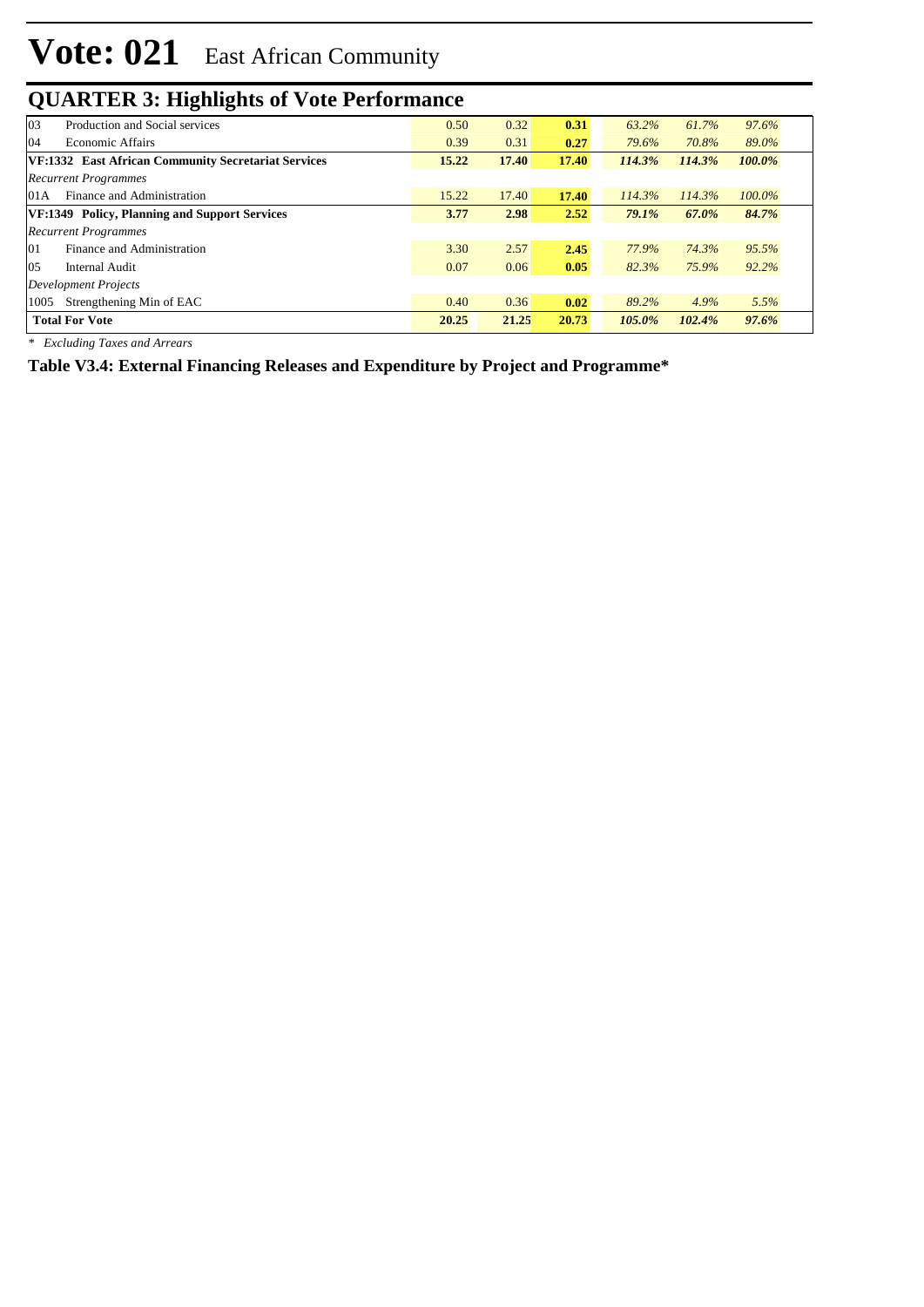# Vote: 021 East African Community

## QUARTER 3: Highlights of Vote Performance

| | | | | | | |
|---|---|---|---|---|---|---|
| 03 Production and Social services | 0.50 | 0.32 | **0.31** | *63.2%* | *61.7%* | *97.6%* |
| 04 Economic Affairs | 0.39 | 0.31 | **0.27** | *79.6%* | *70.8%* | *89.0%* |
| **VF:1332 East African Community Secretariat Services** | **15.22** | **17.40** | **17.40** | ***114.3%*** | ***114.3%*** | ***100.0%*** |
| *Recurrent Programmes* | | | | | | |
| 01A Finance and Administration | 15.22 | 17.40 | **17.40** | *114.3%* | *114.3%* | *100.0%* |
| **VF:1349 Policy, Planning and Support Services** | **3.77** | **2.98** | **2.52** | ***79.1%*** | ***67.0%*** | ***84.7%*** |
| *Recurrent Programmes* | | | | | | |
| 01 Finance and Administration | 3.30 | 2.57 | **2.45** | *77.9%* | *74.3%* | *95.5%* |
| 05 Internal Audit | 0.07 | 0.06 | **0.05** | *82.3%* | *75.9%* | *92.2%* |
| *Development Projects* | | | | | | |
| 1005 Strengthening Min of EAC | 0.40 | 0.36 | **0.02** | *89.2%* | *4.9%* | *5.5%* |
| **Total For Vote** | **20.25** | **21.25** | **20.73** | ***105.0%*** | ***102.4%*** | ***97.6%*** |

*\* Excluding Taxes and Arrears*

**Table V3.4: External Financing Releases and Expenditure by Project and Programme\***